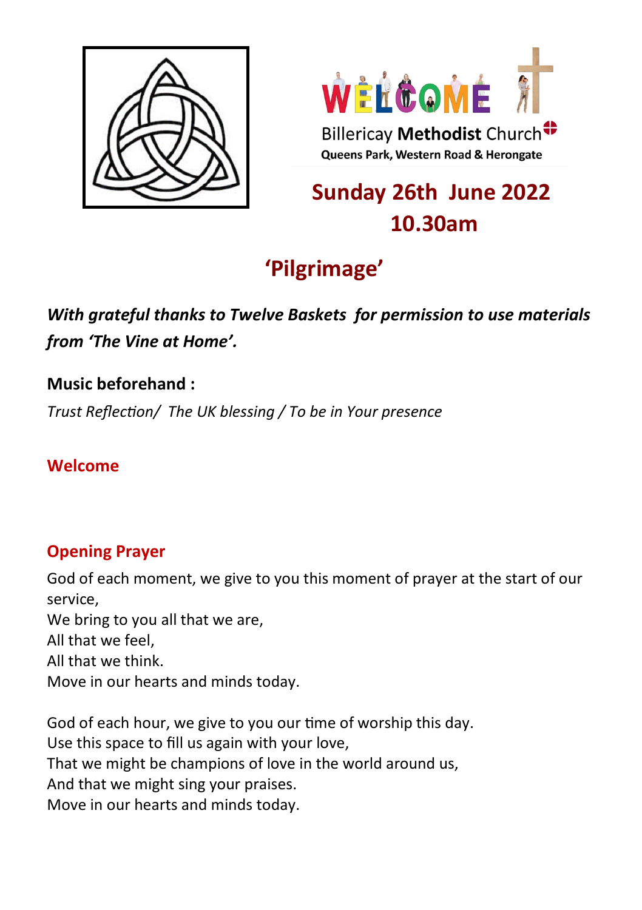WELCOME

Billericay **Methodist** Church

**Queens Park, Western Road & Herongate**

## Sunday 26th June 2022
## 10.30am

# 'Pilgrimage'

***With grateful thanks to Twelve Baskets for permission to use materials from 'The Vine at Home'.***

**Music beforehand :**

*Trust Reflection/ The UK blessing / To be in Your presence*

### Welcome

### Opening Prayer

God of each moment, we give to you this moment of prayer at the start of our service,
We bring to you all that we are,
All that we feel,
All that we think.
Move in our hearts and minds today.

God of each hour, we give to you our time of worship this day.
Use this space to fill us again with your love,
That we might be champions of love in the world around us,
And that we might sing your praises.
Move in our hearts and minds today.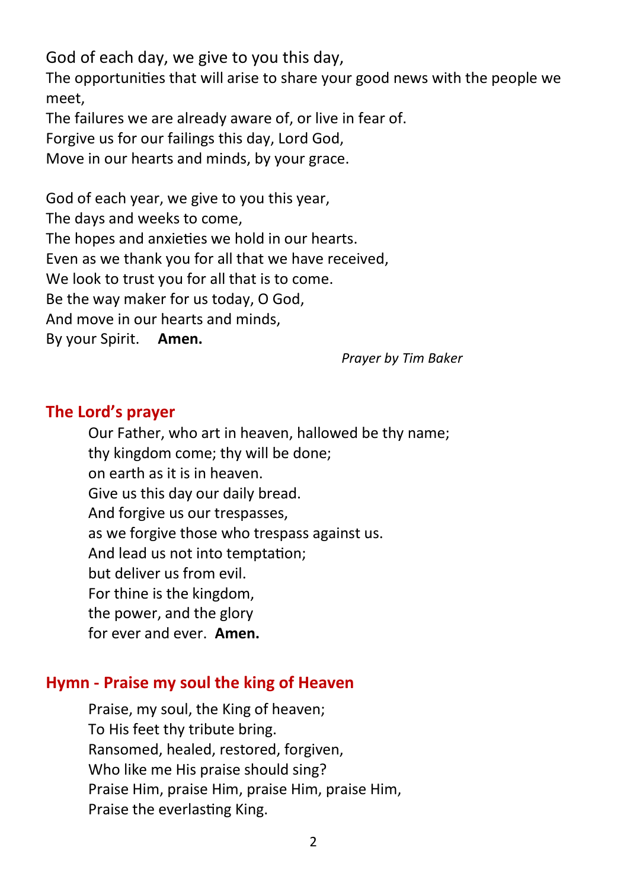God of each day, we give to you this day,
The opportunities that will arise to share your good news with the people we meet,
The failures we are already aware of, or live in fear of.
Forgive us for our failings this day, Lord God,
Move in our hearts and minds, by your grace.

God of each year, we give to you this year,
The days and weeks to come,
The hopes and anxieties we hold in our hearts.
Even as we thank you for all that we have received,
We look to trust you for all that is to come.
Be the way maker for us today, O God,
And move in our hearts and minds,
By your Spirit. **Amen.**

*Prayer by Tim Baker*

## The Lord's prayer

Our Father, who art in heaven, hallowed be thy name;
thy kingdom come; thy will be done;
on earth as it is in heaven.
Give us this day our daily bread.
And forgive us our trespasses,
as we forgive those who trespass against us.
And lead us not into temptation;
but deliver us from evil.
For thine is the kingdom,
the power, and the glory
for ever and ever. **Amen.**

## Hymn - Praise my soul the king of Heaven

Praise, my soul, the King of heaven;
To His feet thy tribute bring.
Ransomed, healed, restored, forgiven,
Who like me His praise should sing?
Praise Him, praise Him, praise Him, praise Him,
Praise the everlasting King.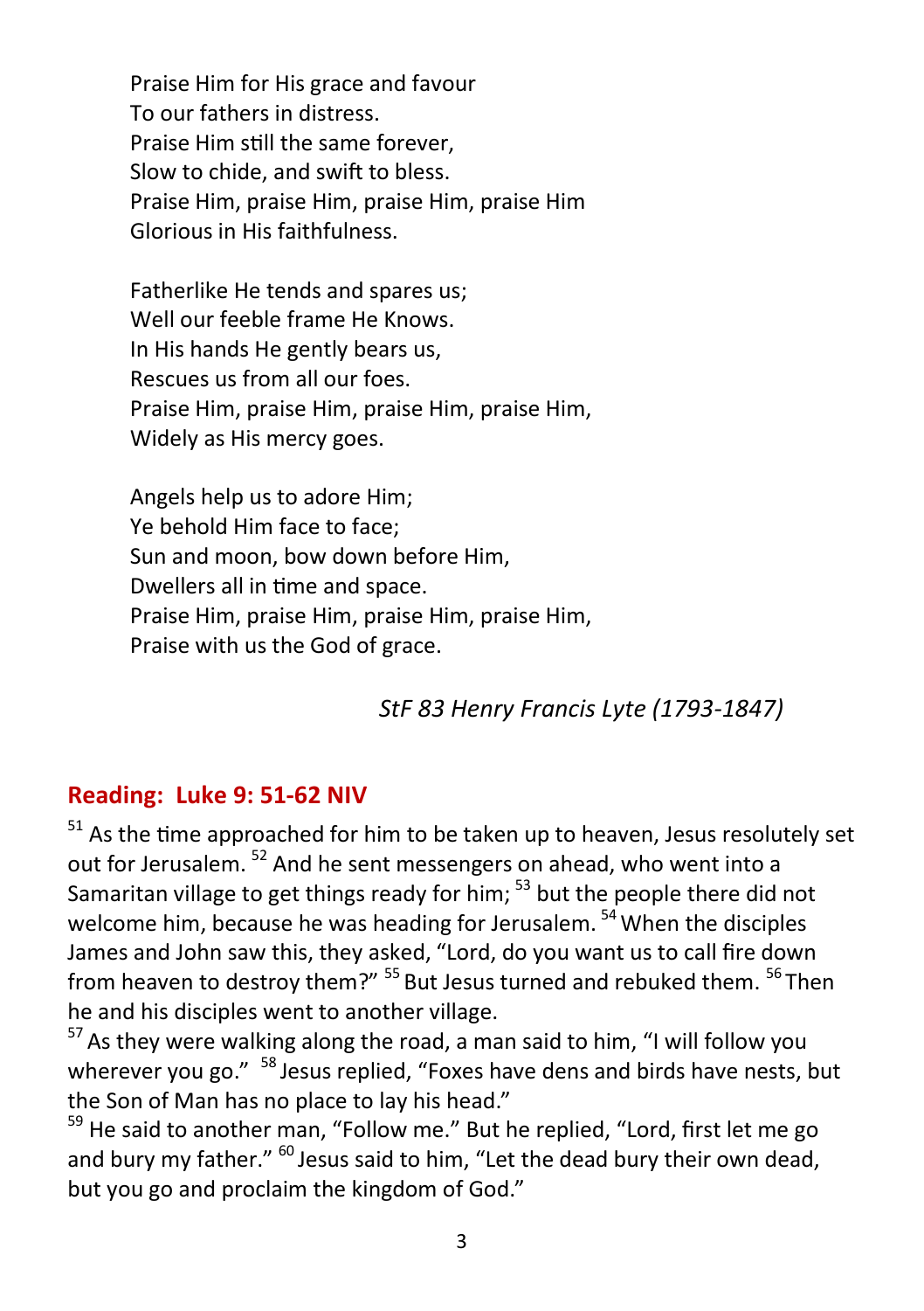Praise Him for His grace and favour
To our fathers in distress.
Praise Him still the same forever,
Slow to chide, and swift to bless.
Praise Him, praise Him, praise Him, praise Him
Glorious in His faithfulness.

Fatherlike He tends and spares us;
Well our feeble frame He Knows.
In His hands He gently bears us,
Rescues us from all our foes.
Praise Him, praise Him, praise Him, praise Him,
Widely as His mercy goes.

Angels help us to adore Him;
Ye behold Him face to face;
Sun and moon, bow down before Him,
Dwellers all in time and space.
Praise Him, praise Him, praise Him, praise Him,
Praise with us the God of grace.

*StF 83 Henry Francis Lyte (1793-1847)*

## Reading: Luke 9: 51-62 NIV

[51] As the time approached for him to be taken up to heaven, Jesus resolutely set out for Jerusalem. [52] And he sent messengers on ahead, who went into a Samaritan village to get things ready for him; [53] but the people there did not welcome him, because he was heading for Jerusalem. [54] When the disciples James and John saw this, they asked, "Lord, do you want us to call fire down from heaven to destroy them?" [55] But Jesus turned and rebuked them. [56] Then he and his disciples went to another village.
[57] As they were walking along the road, a man said to him, "I will follow you wherever you go." [58] Jesus replied, "Foxes have dens and birds have nests, but the Son of Man has no place to lay his head."
[59] He said to another man, "Follow me." But he replied, "Lord, first let me go and bury my father." [60] Jesus said to him, "Let the dead bury their own dead, but you go and proclaim the kingdom of God."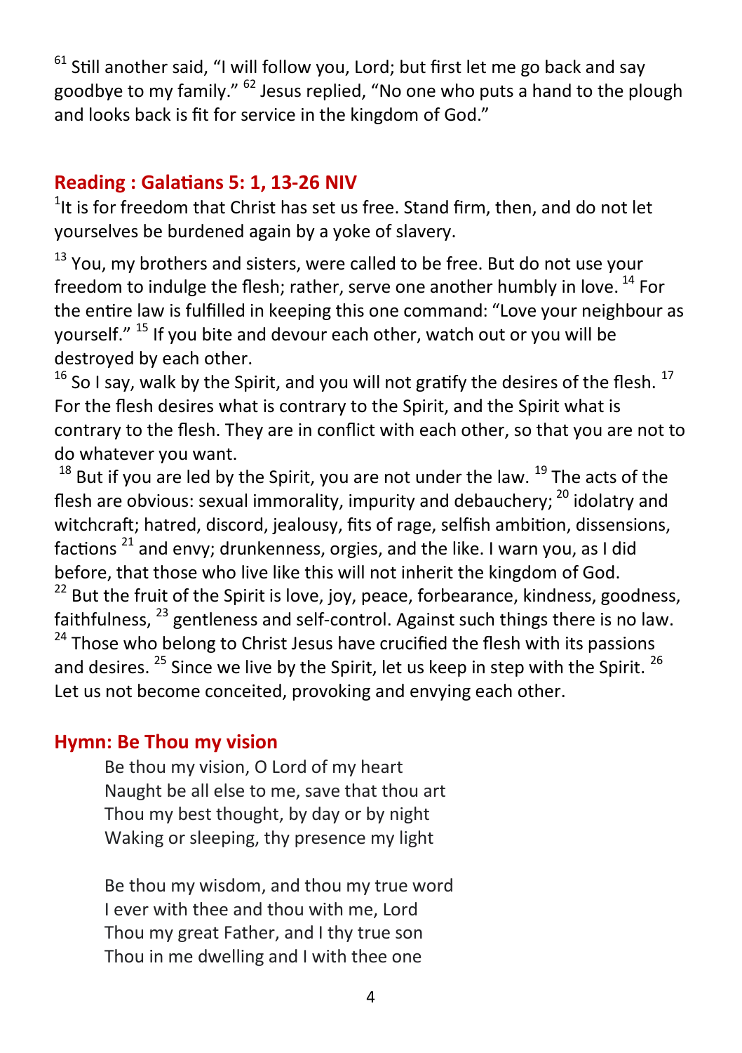[61] Still another said, “I will follow you, Lord; but first let me go back and say goodbye to my family.” [62] Jesus replied, “No one who puts a hand to the plough and looks back is fit for service in the kingdom of God.”

## Reading : Galatians 5: 1, 13-26 NIV

[1]It is for freedom that Christ has set us free. Stand firm, then, and do not let yourselves be burdened again by a yoke of slavery.

[13] You, my brothers and sisters, were called to be free. But do not use your freedom to indulge the flesh; rather, serve one another humbly in love. [14] For the entire law is fulfilled in keeping this one command: “Love your neighbour as yourself.” [15] If you bite and devour each other, watch out or you will be destroyed by each other.
[16] So I say, walk by the Spirit, and you will not gratify the desires of the flesh. [17] For the flesh desires what is contrary to the Spirit, and the Spirit what is contrary to the flesh. They are in conflict with each other, so that you are not to do whatever you want.
[18] But if you are led by the Spirit, you are not under the law. [19] The acts of the flesh are obvious: sexual immorality, impurity and debauchery; [20] idolatry and witchcraft; hatred, discord, jealousy, fits of rage, selfish ambition, dissensions, factions [21] and envy; drunkenness, orgies, and the like. I warn you, as I did before, that those who live like this will not inherit the kingdom of God.
[22] But the fruit of the Spirit is love, joy, peace, forbearance, kindness, goodness, faithfulness, [23] gentleness and self-control. Against such things there is no law.
[24] Those who belong to Christ Jesus have crucified the flesh with its passions and desires. [25] Since we live by the Spirit, let us keep in step with the Spirit. [26] Let us not become conceited, provoking and envying each other.

## Hymn: Be Thou my vision

Be thou my vision, O Lord of my heart
Naught be all else to me, save that thou art
Thou my best thought, by day or by night
Waking or sleeping, thy presence my light

Be thou my wisdom, and thou my true word
I ever with thee and thou with me, Lord
Thou my great Father, and I thy true son
Thou in me dwelling and I with thee one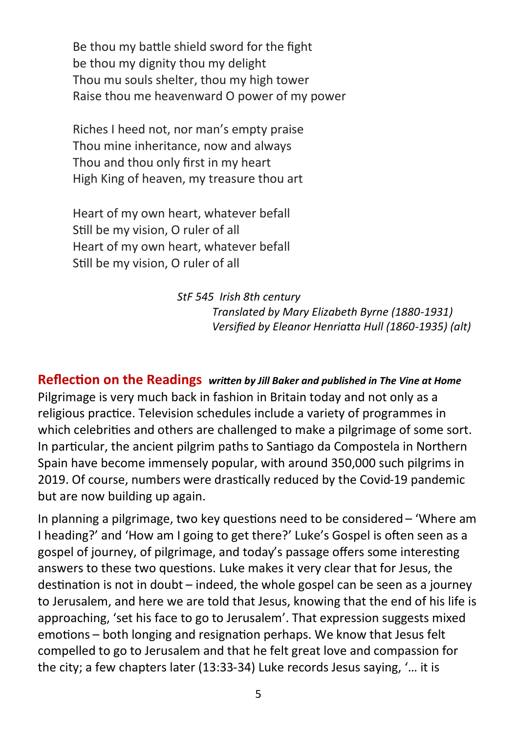Be thou my battle shield sword for the fight
be thou my dignity thou my delight
Thou mu souls shelter, thou my high tower
Raise thou me heavenward O power of my power

Riches I heed not, nor man's empty praise
Thou mine inheritance, now and always
Thou and thou only first in my heart
High King of heaven, my treasure thou art

Heart of my own heart, whatever befall
Still be my vision, O ruler of all
Heart of my own heart, whatever befall
Still be my vision, O ruler of all

*StF 545 Irish 8th century*
*Translated by Mary Elizabeth Byrne (1880-1931)*
*Versified by Eleanor Henriatta Hull (1860-1935) (alt)*

## Reflection on the Readings ***written by Jill Baker and published in The Vine at Home***

Pilgrimage is very much back in fashion in Britain today and not only as a religious practice. Television schedules include a variety of programmes in which celebrities and others are challenged to make a pilgrimage of some sort. In particular, the ancient pilgrim paths to Santiago da Compostela in Northern Spain have become immensely popular, with around 350,000 such pilgrims in 2019. Of course, numbers were drastically reduced by the Covid-19 pandemic but are now building up again.

In planning a pilgrimage, two key questions need to be considered – 'Where am I heading?' and 'How am I going to get there?' Luke's Gospel is often seen as a gospel of journey, of pilgrimage, and today's passage offers some interesting answers to these two questions. Luke makes it very clear that for Jesus, the destination is not in doubt – indeed, the whole gospel can be seen as a journey to Jerusalem, and here we are told that Jesus, knowing that the end of his life is approaching, 'set his face to go to Jerusalem'. That expression suggests mixed emotions – both longing and resignation perhaps. We know that Jesus felt compelled to go to Jerusalem and that he felt great love and compassion for the city; a few chapters later (13:33-34) Luke records Jesus saying, '… it is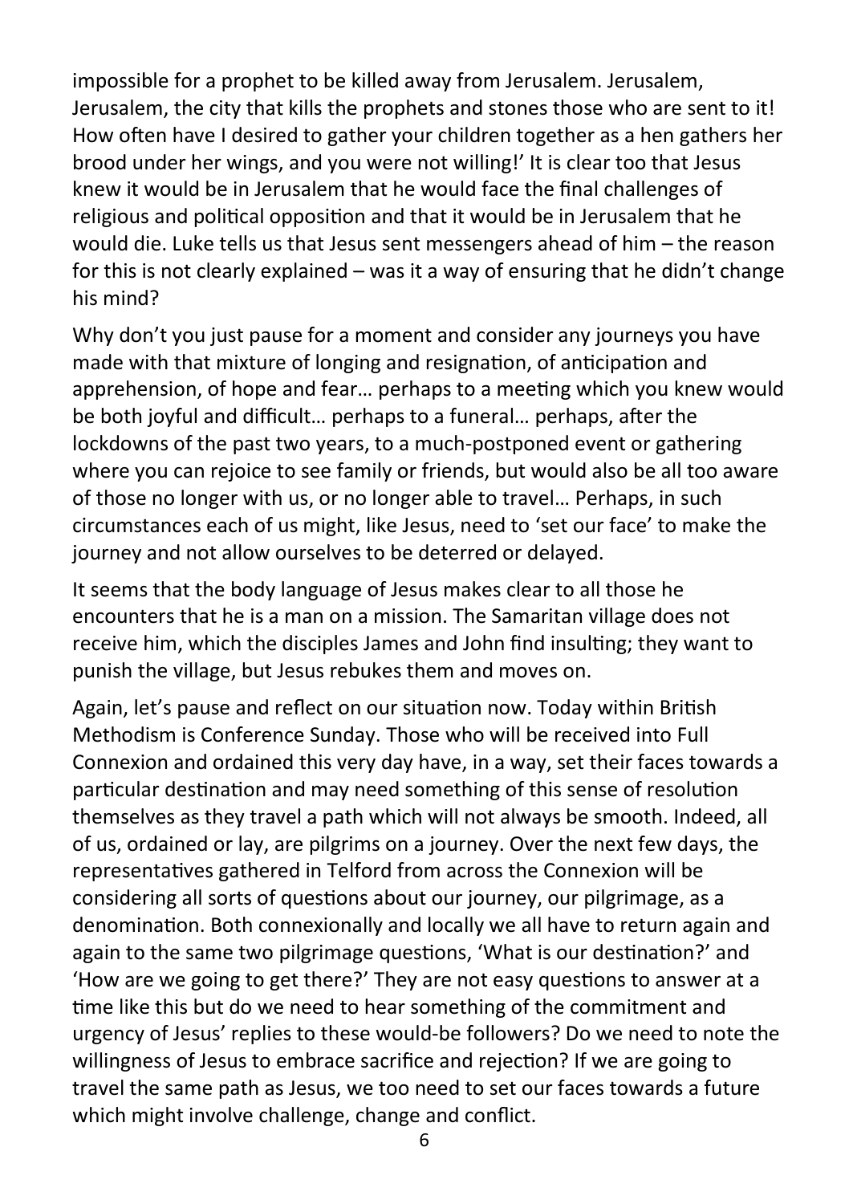impossible for a prophet to be killed away from Jerusalem. Jerusalem, Jerusalem, the city that kills the prophets and stones those who are sent to it! How often have I desired to gather your children together as a hen gathers her brood under her wings, and you were not willing!' It is clear too that Jesus knew it would be in Jerusalem that he would face the final challenges of religious and political opposition and that it would be in Jerusalem that he would die. Luke tells us that Jesus sent messengers ahead of him – the reason for this is not clearly explained – was it a way of ensuring that he didn't change his mind?

Why don't you just pause for a moment and consider any journeys you have made with that mixture of longing and resignation, of anticipation and apprehension, of hope and fear… perhaps to a meeting which you knew would be both joyful and difficult… perhaps to a funeral… perhaps, after the lockdowns of the past two years, to a much-postponed event or gathering where you can rejoice to see family or friends, but would also be all too aware of those no longer with us, or no longer able to travel… Perhaps, in such circumstances each of us might, like Jesus, need to 'set our face' to make the journey and not allow ourselves to be deterred or delayed.

It seems that the body language of Jesus makes clear to all those he encounters that he is a man on a mission. The Samaritan village does not receive him, which the disciples James and John find insulting; they want to punish the village, but Jesus rebukes them and moves on.

Again, let's pause and reflect on our situation now. Today within British Methodism is Conference Sunday. Those who will be received into Full Connexion and ordained this very day have, in a way, set their faces towards a particular destination and may need something of this sense of resolution themselves as they travel a path which will not always be smooth. Indeed, all of us, ordained or lay, are pilgrims on a journey. Over the next few days, the representatives gathered in Telford from across the Connexion will be considering all sorts of questions about our journey, our pilgrimage, as a denomination. Both connexionally and locally we all have to return again and again to the same two pilgrimage questions, 'What is our destination?' and 'How are we going to get there?' They are not easy questions to answer at a time like this but do we need to hear something of the commitment and urgency of Jesus' replies to these would-be followers? Do we need to note the willingness of Jesus to embrace sacrifice and rejection? If we are going to travel the same path as Jesus, we too need to set our faces towards a future which might involve challenge, change and conflict.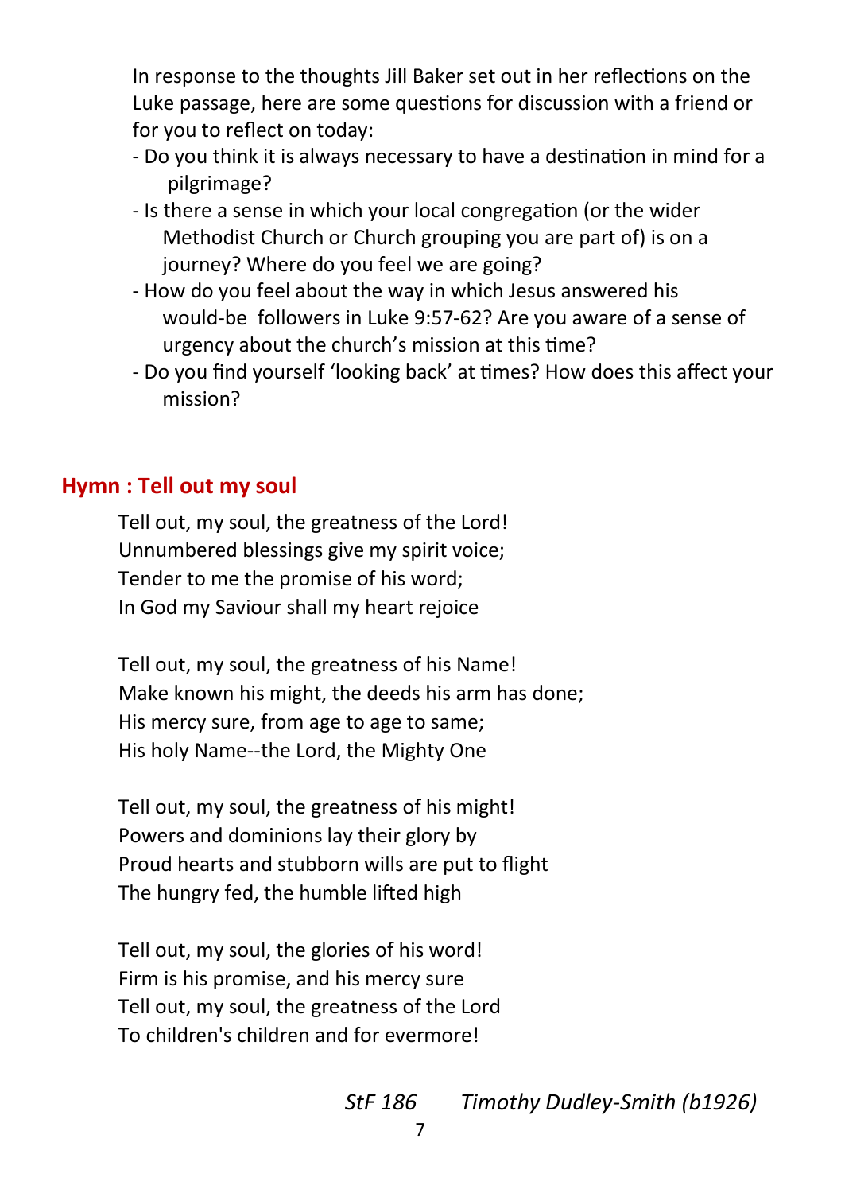In response to the thoughts Jill Baker set out in her reflections on the Luke passage, here are some questions for discussion with a friend or for you to reflect on today:

- Do you think it is always necessary to have a destination in mind for a pilgrimage?
- Is there a sense in which your local congregation (or the wider Methodist Church or Church grouping you are part of) is on a journey? Where do you feel we are going?
- How do you feel about the way in which Jesus answered his would-be followers in Luke 9:57-62? Are you aware of a sense of urgency about the church's mission at this time?
- Do you find yourself 'looking back' at times? How does this affect your mission?

## Hymn : Tell out my soul

Tell out, my soul, the greatness of the Lord!
Unnumbered blessings give my spirit voice;
Tender to me the promise of his word;
In God my Saviour shall my heart rejoice

Tell out, my soul, the greatness of his Name!
Make known his might, the deeds his arm has done;
His mercy sure, from age to age to same;
His holy Name--the Lord, the Mighty One

Tell out, my soul, the greatness of his might!
Powers and dominions lay their glory by
Proud hearts and stubborn wills are put to flight
The hungry fed, the humble lifted high

Tell out, my soul, the glories of his word!
Firm is his promise, and his mercy sure
Tell out, my soul, the greatness of the Lord
To children's children and for evermore!

*StF 186* *Timothy Dudley-Smith (b1926)*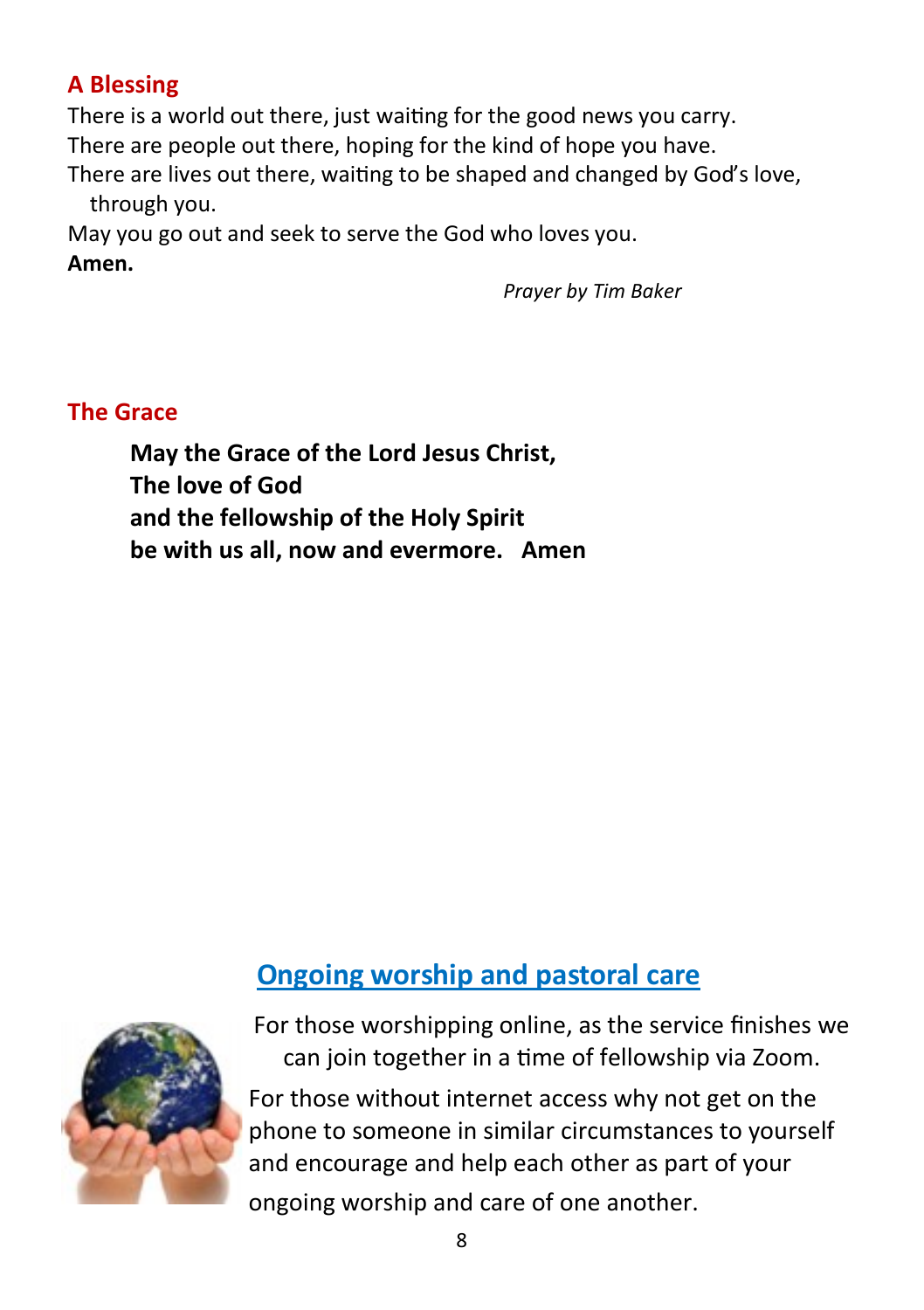## A Blessing

There is a world out there, just waiting for the good news you carry.
There are people out there, hoping for the kind of hope you have.
There are lives out there, waiting to be shaped and changed by God's love, through you.
May you go out and seek to serve the God who loves you.
**Amen.**

*Prayer by Tim Baker*

## The Grace

**May the Grace of the Lord Jesus Christ,**
**The love of God**
**and the fellowship of the Holy Spirit**
**be with us all, now and evermore. Amen**

## Ongoing worship and pastoral care

For those worshipping online, as the service finishes we can join together in a time of fellowship via Zoom.

For those without internet access why not get on the phone to someone in similar circumstances to yourself and encourage and help each other as part of your ongoing worship and care of one another.